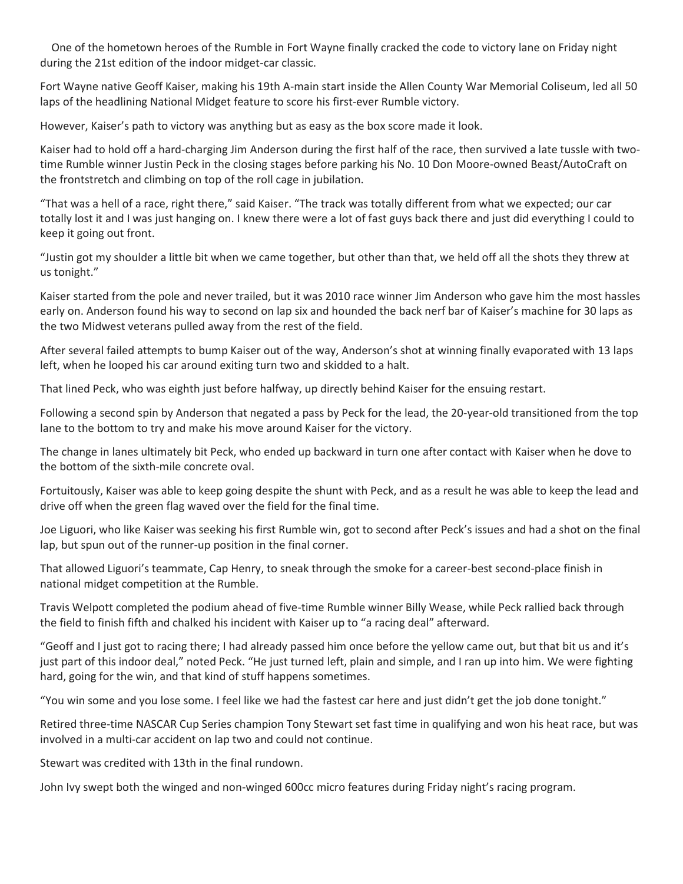One of the hometown heroes of the Rumble in Fort Wayne finally cracked the code to victory lane on Friday night during the 21st edition of the indoor midget-car classic.

Fort Wayne native Geoff Kaiser, making his 19th A-main start inside the Allen County War Memorial Coliseum, led all 50 laps of the headlining National Midget feature to score his first-ever Rumble victory.

However, Kaiser's path to victory was anything but as easy as the box score made it look.

Kaiser had to hold off a hard-charging Jim Anderson during the first half of the race, then survived a late tussle with two-time Rumble winner Justin Peck in the closing stages before parking his No. 10 Don Moore-owned Beast/AutoCraft on the frontstretch and climbing on top of the roll cage in jubilation.

"That was a hell of a race, right there," said Kaiser. "The track was totally different from what we expected; our car totally lost it and I was just hanging on. I knew there were a lot of fast guys back there and just did everything I could to keep it going out front.

"Justin got my shoulder a little bit when we came together, but other than that, we held off all the shots they threw at us tonight."

Kaiser started from the pole and never trailed, but it was 2010 race winner Jim Anderson who gave him the most hassles early on. Anderson found his way to second on lap six and hounded the back nerf bar of Kaiser's machine for 30 laps as the two Midwest veterans pulled away from the rest of the field.

After several failed attempts to bump Kaiser out of the way, Anderson's shot at winning finally evaporated with 13 laps left, when he looped his car around exiting turn two and skidded to a halt.

That lined Peck, who was eighth just before halfway, up directly behind Kaiser for the ensuing restart.

Following a second spin by Anderson that negated a pass by Peck for the lead, the 20-year-old transitioned from the top lane to the bottom to try and make his move around Kaiser for the victory.

The change in lanes ultimately bit Peck, who ended up backward in turn one after contact with Kaiser when he dove to the bottom of the sixth-mile concrete oval.

Fortuitously, Kaiser was able to keep going despite the shunt with Peck, and as a result he was able to keep the lead and drive off when the green flag waved over the field for the final time.

Joe Liguori, who like Kaiser was seeking his first Rumble win, got to second after Peck's issues and had a shot on the final lap, but spun out of the runner-up position in the final corner.

That allowed Liguori's teammate, Cap Henry, to sneak through the smoke for a career-best second-place finish in national midget competition at the Rumble.

Travis Welpott completed the podium ahead of five-time Rumble winner Billy Wease, while Peck rallied back through the field to finish fifth and chalked his incident with Kaiser up to "a racing deal" afterward.

"Geoff and I just got to racing there; I had already passed him once before the yellow came out, but that bit us and it's just part of this indoor deal," noted Peck. "He just turned left, plain and simple, and I ran up into him. We were fighting hard, going for the win, and that kind of stuff happens sometimes.

"You win some and you lose some. I feel like we had the fastest car here and just didn't get the job done tonight."

Retired three-time NASCAR Cup Series champion Tony Stewart set fast time in qualifying and won his heat race, but was involved in a multi-car accident on lap two and could not continue.

Stewart was credited with 13th in the final rundown.

John Ivy swept both the winged and non-winged 600cc micro features during Friday night's racing program.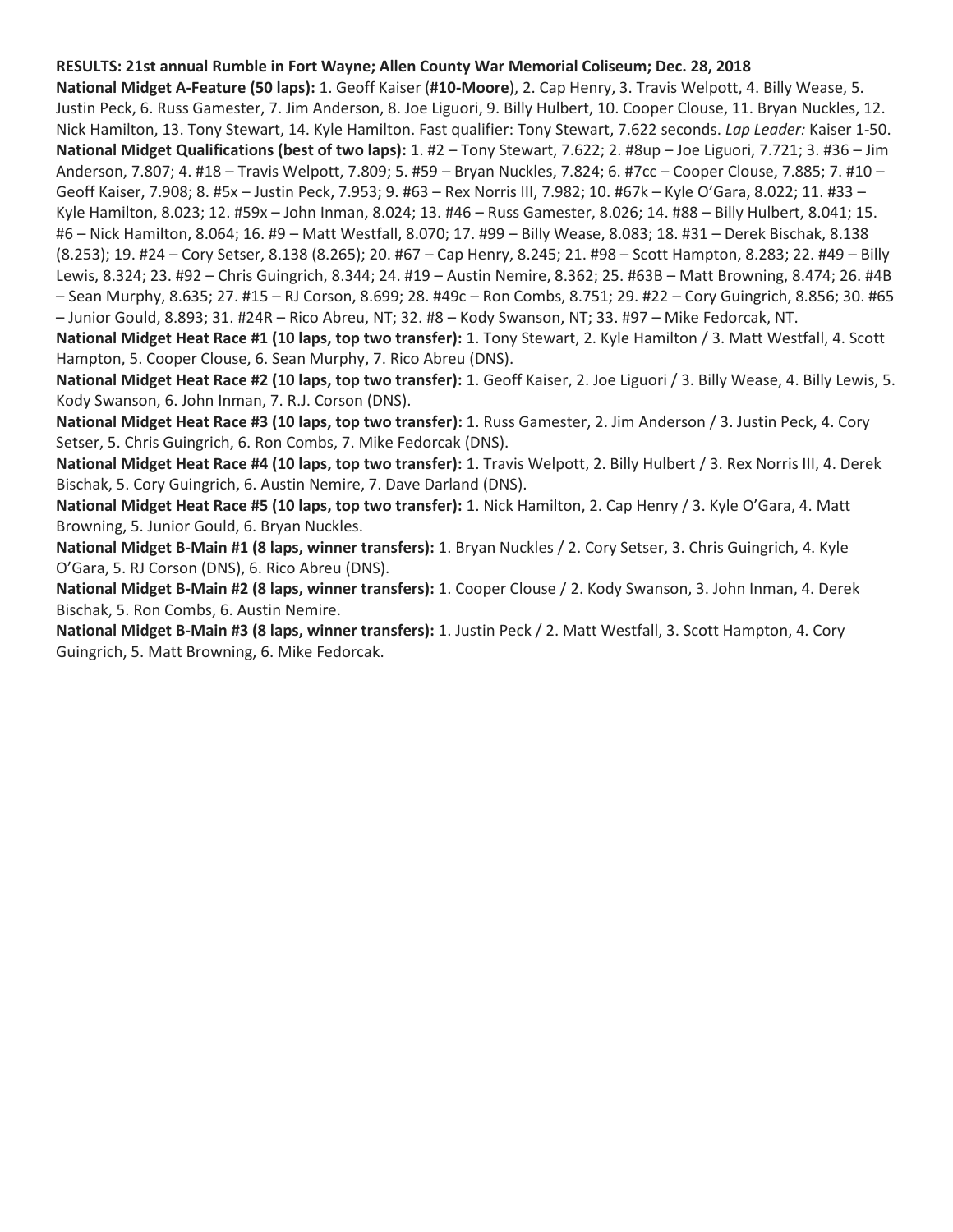**RESULTS: 21st annual Rumble in Fort Wayne; Allen County War Memorial Coliseum; Dec. 28, 2018**

**National Midget A-Feature (50 laps):** 1. Geoff Kaiser (**#10-Moore**), 2. Cap Henry, 3. Travis Welpott, 4. Billy Wease, 5. Justin Peck, 6. Russ Gamester, 7. Jim Anderson, 8. Joe Liguori, 9. Billy Hulbert, 10. Cooper Clouse, 11. Bryan Nuckles, 12. Nick Hamilton, 13. Tony Stewart, 14. Kyle Hamilton. Fast qualifier: Tony Stewart, 7.622 seconds. *Lap Leader:* Kaiser 1-50.

**National Midget Qualifications (best of two laps):** 1. #2 – Tony Stewart, 7.622; 2. #8up – Joe Liguori, 7.721; 3. #36 – Jim Anderson, 7.807; 4. #18 – Travis Welpott, 7.809; 5. #59 – Bryan Nuckles, 7.824; 6. #7cc – Cooper Clouse, 7.885; 7. #10 – Geoff Kaiser, 7.908; 8. #5x – Justin Peck, 7.953; 9. #63 – Rex Norris III, 7.982; 10. #67k – Kyle O'Gara, 8.022; 11. #33 – Kyle Hamilton, 8.023; 12. #59x – John Inman, 8.024; 13. #46 – Russ Gamester, 8.026; 14. #88 – Billy Hulbert, 8.041; 15. #6 – Nick Hamilton, 8.064; 16. #9 – Matt Westfall, 8.070; 17. #99 – Billy Wease, 8.083; 18. #31 – Derek Bischak, 8.138 (8.253); 19. #24 – Cory Setser, 8.138 (8.265); 20. #67 – Cap Henry, 8.245; 21. #98 – Scott Hampton, 8.283; 22. #49 – Billy Lewis, 8.324; 23. #92 – Chris Guingrich, 8.344; 24. #19 – Austin Nemire, 8.362; 25. #63B – Matt Browning, 8.474; 26. #4B – Sean Murphy, 8.635; 27. #15 – RJ Corson, 8.699; 28. #49c – Ron Combs, 8.751; 29. #22 – Cory Guingrich, 8.856; 30. #65 – Junior Gould, 8.893; 31. #24R – Rico Abreu, NT; 32. #8 – Kody Swanson, NT; 33. #97 – Mike Fedorcak, NT.

**National Midget Heat Race #1 (10 laps, top two transfer):** 1. Tony Stewart, 2. Kyle Hamilton / 3. Matt Westfall, 4. Scott Hampton, 5. Cooper Clouse, 6. Sean Murphy, 7. Rico Abreu (DNS).

**National Midget Heat Race #2 (10 laps, top two transfer):** 1. Geoff Kaiser, 2. Joe Liguori / 3. Billy Wease, 4. Billy Lewis, 5. Kody Swanson, 6. John Inman, 7. R.J. Corson (DNS).

**National Midget Heat Race #3 (10 laps, top two transfer):** 1. Russ Gamester, 2. Jim Anderson / 3. Justin Peck, 4. Cory Setser, 5. Chris Guingrich, 6. Ron Combs, 7. Mike Fedorcak (DNS).

**National Midget Heat Race #4 (10 laps, top two transfer):** 1. Travis Welpott, 2. Billy Hulbert / 3. Rex Norris III, 4. Derek Bischak, 5. Cory Guingrich, 6. Austin Nemire, 7. Dave Darland (DNS).

**National Midget Heat Race #5 (10 laps, top two transfer):** 1. Nick Hamilton, 2. Cap Henry / 3. Kyle O'Gara, 4. Matt Browning, 5. Junior Gould, 6. Bryan Nuckles.

**National Midget B-Main #1 (8 laps, winner transfers):** 1. Bryan Nuckles / 2. Cory Setser, 3. Chris Guingrich, 4. Kyle O'Gara, 5. RJ Corson (DNS), 6. Rico Abreu (DNS).

**National Midget B-Main #2 (8 laps, winner transfers):** 1. Cooper Clouse / 2. Kody Swanson, 3. John Inman, 4. Derek Bischak, 5. Ron Combs, 6. Austin Nemire.

**National Midget B-Main #3 (8 laps, winner transfers):** 1. Justin Peck / 2. Matt Westfall, 3. Scott Hampton, 4. Cory Guingrich, 5. Matt Browning, 6. Mike Fedorcak.